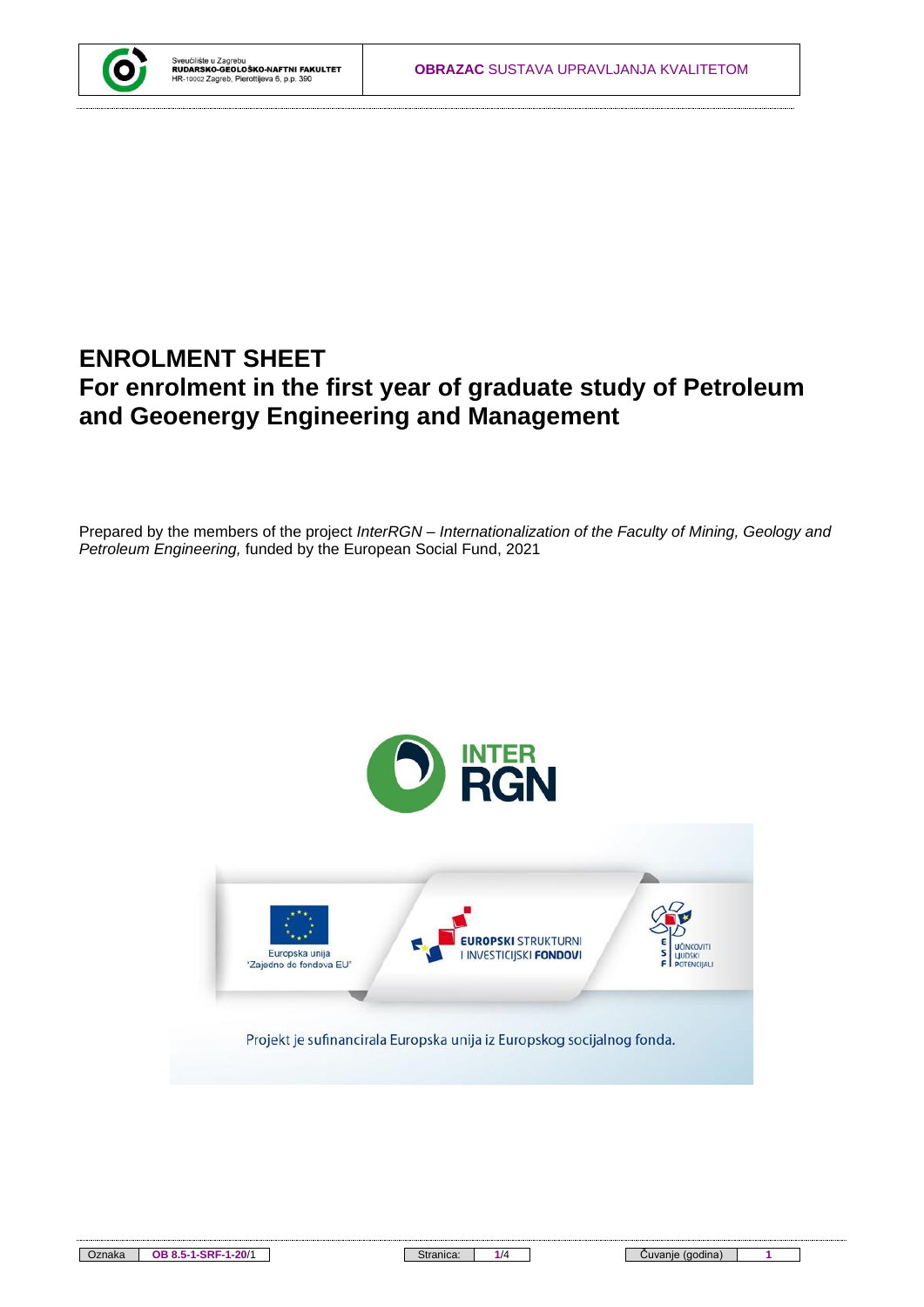# ENROLMENT SHEET

## For enrolment in the first year of graduate study of Petroleum and Geoenergy Engineering and Management

Prepared by the members of the project *InterRGN – Internationalization of the Faculty of Mining, Geology and Petroleum Engineering,* funded by the European Social Fund, 2021

Projekt je sufinancirala Europska unija iz Europskog socijalnog fonda.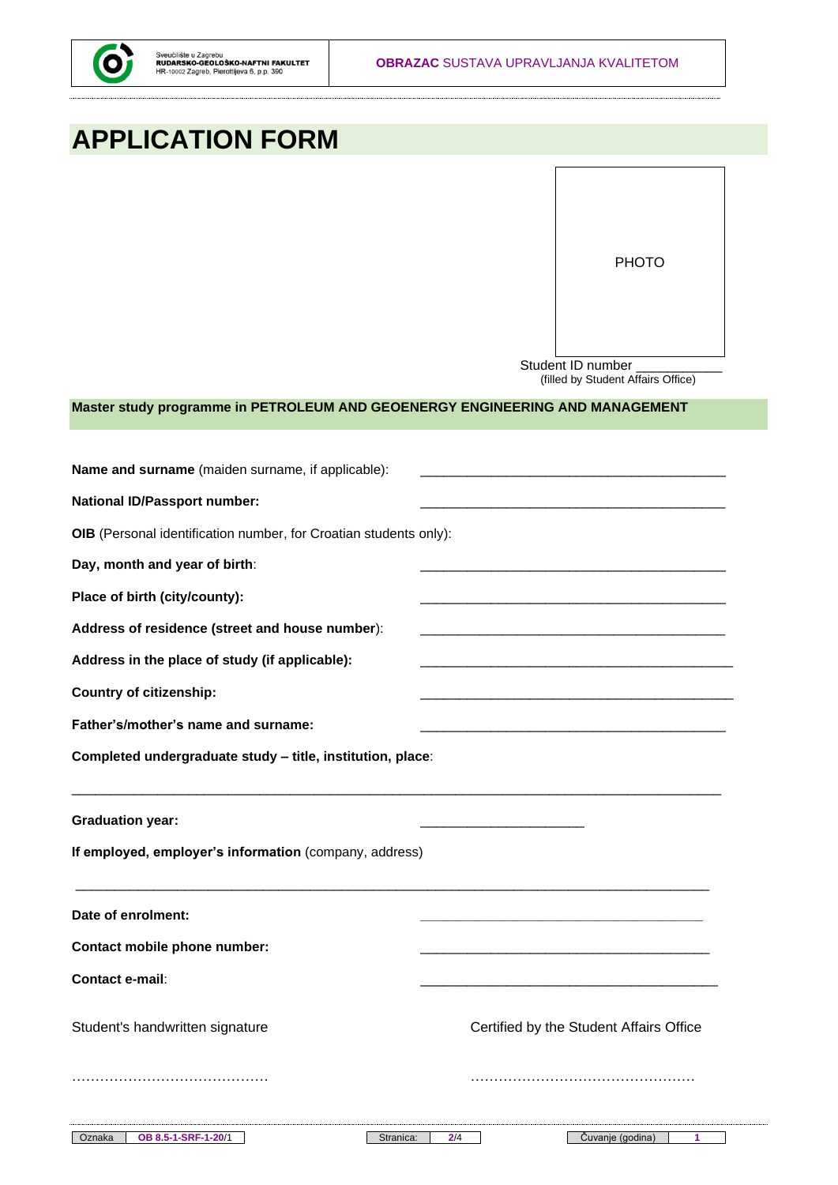# APPLICATION FORM

PHOTO

Student ID number ___________
(filled by Student Affairs Office)

**Master study programme in PETROLEUM AND GEOENERGY ENGINEERING AND MANAGEMENT**

**Name and surname** (maiden surname, if applicable): _________________________________________

**National ID/Passport number:** _________________________________________

**OIB** (Personal identification number, for Croatian students only):

**Day, month and year of birth**: _________________________________________

**Place of birth (city/county):** _________________________________________

**Address of residence (street and house number)**: _________________________________________

**Address in the place of study (if applicable):** __________________________________________

**Country of citizenship:** __________________________________________

**Father's/mother's name and surname:** _________________________________________

**Completed undergraduate study – title, institution, place**:

_____________________________________________________________________________________

**Graduation year:** ______________________

**If employed, employer's information** (company, address)

_____________________________________________________________________________________

**Date of enrolment:** _____________________________________

**Contact mobile phone number:** _______________________________________

**Contact e-mail**: ________________________________________

Student's handwritten signature

……………………………………

Certified by the Student Affairs Office

…………………………………………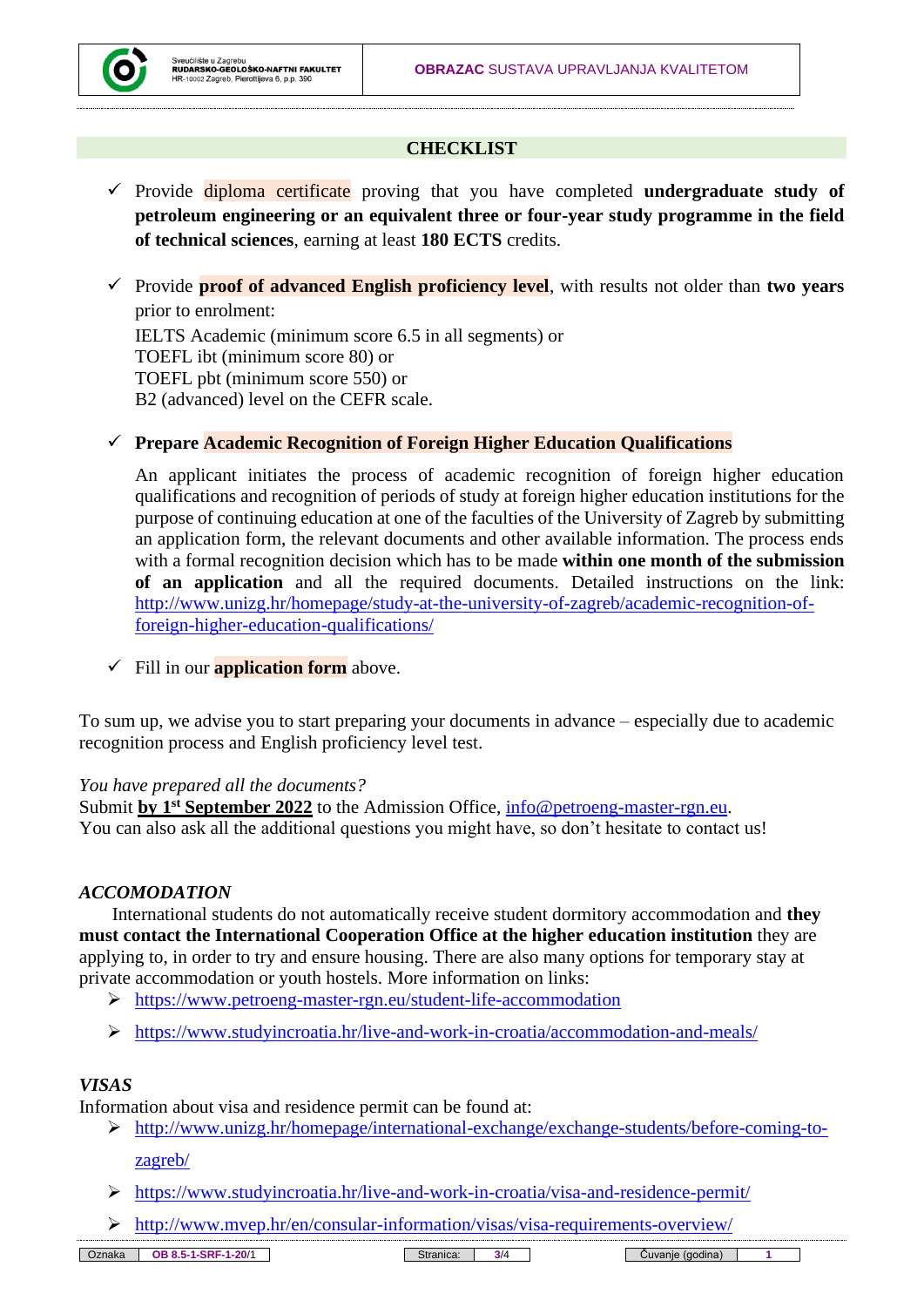## CHECKLIST

- ✓ Provide diploma certificate proving that you have completed **undergraduate study of petroleum engineering or an equivalent three or four-year study programme in the field of technical sciences**, earning at least **180 ECTS** credits.

- ✓ Provide **proof of advanced English proficiency level**, with results not older than **two years** prior to enrolment:
  IELTS Academic (minimum score 6.5 in all segments) or
  TOEFL ibt (minimum score 80) or
  TOEFL pbt (minimum score 550) or
  B2 (advanced) level on the CEFR scale.

- ✓ **Prepare Academic Recognition of Foreign Higher Education Qualifications**

  An applicant initiates the process of academic recognition of foreign higher education qualifications and recognition of periods of study at foreign higher education institutions for the purpose of continuing education at one of the faculties of the University of Zagreb by submitting an application form, the relevant documents and other available information. The process ends with a formal recognition decision which has to be made **within one month of the submission of an application** and all the required documents. Detailed instructions on the link: http://www.unizg.hr/homepage/study-at-the-university-of-zagreb/academic-recognition-of-foreign-higher-education-qualifications/

- ✓ Fill in our **application form** above.

To sum up, we advise you to start preparing your documents in advance – especially due to academic recognition process and English proficiency level test.

*You have prepared all the documents?*
Submit **by 1st September 2022** to the Admission Office, info@petroeng-master-rgn.eu.
You can also ask all the additional questions you might have, so don't hesitate to contact us!

### *ACCOMODATION*

International students do not automatically receive student dormitory accommodation and **they must contact the International Cooperation Office at the higher education institution** they are applying to, in order to try and ensure housing. There are also many options for temporary stay at private accommodation or youth hostels. More information on links:

- https://www.petroeng-master-rgn.eu/student-life-accommodation
- https://www.studyincroatia.hr/live-and-work-in-croatia/accommodation-and-meals/

### *VISAS*

Information about visa and residence permit can be found at:

- http://www.unizg.hr/homepage/international-exchange/exchange-students/before-coming-to-zagreb/
- https://www.studyincroatia.hr/live-and-work-in-croatia/visa-and-residence-permit/
- http://www.mvep.hr/en/consular-information/visas/visa-requirements-overview/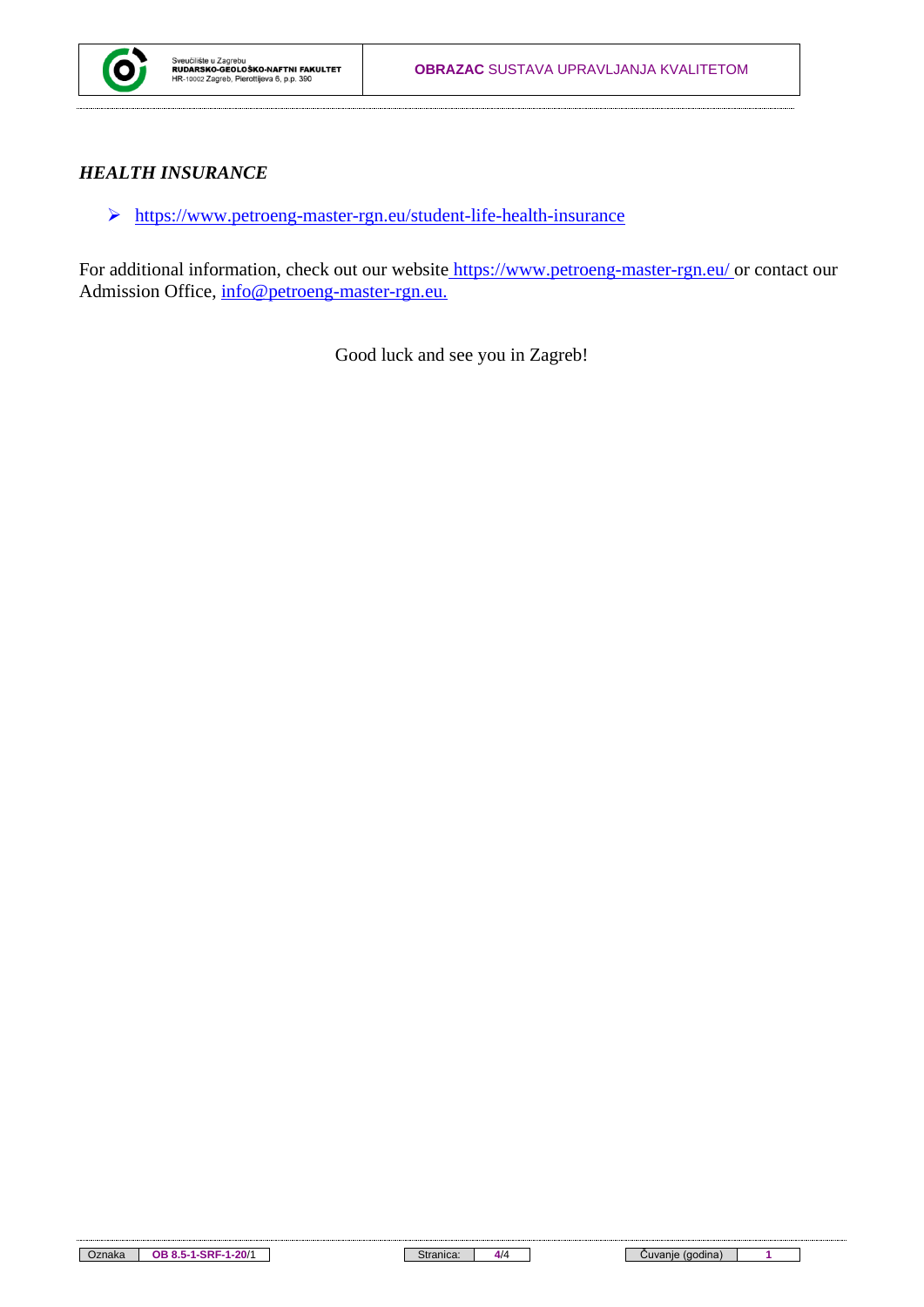***HEALTH INSURANCE***

- https://www.petroeng-master-rgn.eu/student-life-health-insurance

For additional information, check out our website https://www.petroeng-master-rgn.eu/ or contact our Admission Office, info@petroeng-master-rgn.eu.

Good luck and see you in Zagreb!